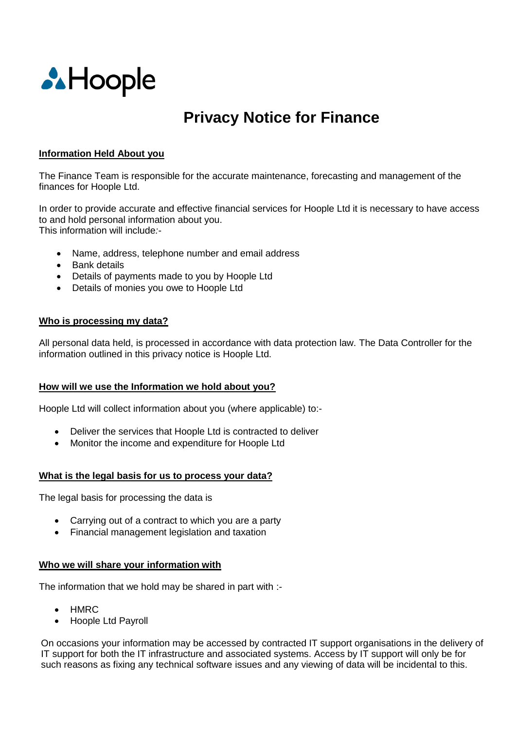Hoople

# Privacy Notice for Finance

## Information Held About you

The Finance Team is responsible for the accurate maintenance, forecasting and management of the finances for Hoople Ltd.

In order to provide accurate and effective financial services for Hoople Ltd it is necessary to have access to and hold personal information about you.
This information will include:-

- Name, address, telephone number and email address
- Bank details
- Details of payments made to you by Hoople Ltd
- Details of monies you owe to Hoople Ltd

## Who is processing my data?

All personal data held, is processed in accordance with data protection law. The Data Controller for the information outlined in this privacy notice is Hoople Ltd.

## How will we use the Information we hold about you?

Hoople Ltd will collect information about you (where applicable) to:-

- Deliver the services that Hoople Ltd is contracted to deliver
- Monitor the income and expenditure for Hoople Ltd

## What is the legal basis for us to process your data?

The legal basis for processing the data is

- Carrying out of a contract to which you are a party
- Financial management legislation and taxation

## Who we will share your information with

The information that we hold may be shared in part with :-

- HMRC
- Hoople Ltd Payroll

On occasions your information may be accessed by contracted IT support organisations in the delivery of IT support for both the IT infrastructure and associated systems. Access by IT support will only be for such reasons as fixing any technical software issues and any viewing of data will be incidental to this.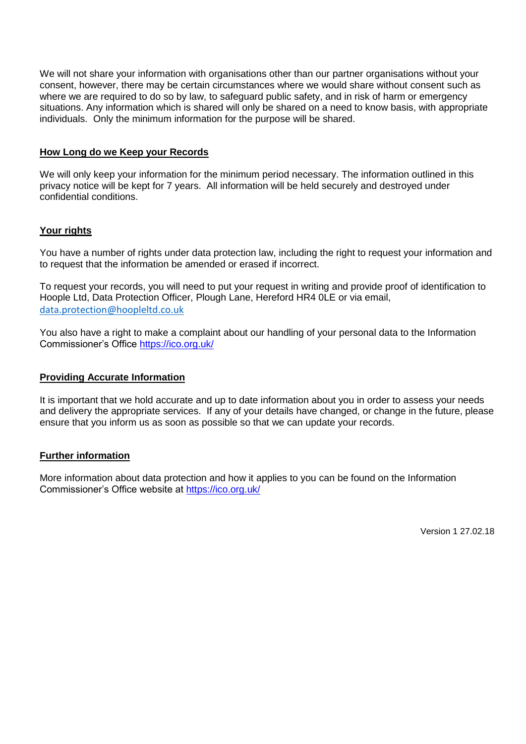We will not share your information with organisations other than our partner organisations without your consent, however, there may be certain circumstances where we would share without consent such as where we are required to do so by law, to safeguard public safety, and in risk of harm or emergency situations. Any information which is shared will only be shared on a need to know basis, with appropriate individuals. Only the minimum information for the purpose will be shared.

## How Long do we Keep your Records

We will only keep your information for the minimum period necessary. The information outlined in this privacy notice will be kept for 7 years. All information will be held securely and destroyed under confidential conditions.

## Your rights

You have a number of rights under data protection law, including the right to request your information and to request that the information be amended or erased if incorrect.

To request your records, you will need to put your request in writing and provide proof of identification to Hoople Ltd, Data Protection Officer, Plough Lane, Hereford HR4 0LE or via email, data.protection@hoopleltd.co.uk

You also have a right to make a complaint about our handling of your personal data to the Information Commissioner's Office https://ico.org.uk/

## Providing Accurate Information

It is important that we hold accurate and up to date information about you in order to assess your needs and delivery the appropriate services. If any of your details have changed, or change in the future, please ensure that you inform us as soon as possible so that we can update your records.

## Further information

More information about data protection and how it applies to you can be found on the Information Commissioner's Office website at https://ico.org.uk/

Version 1 27.02.18